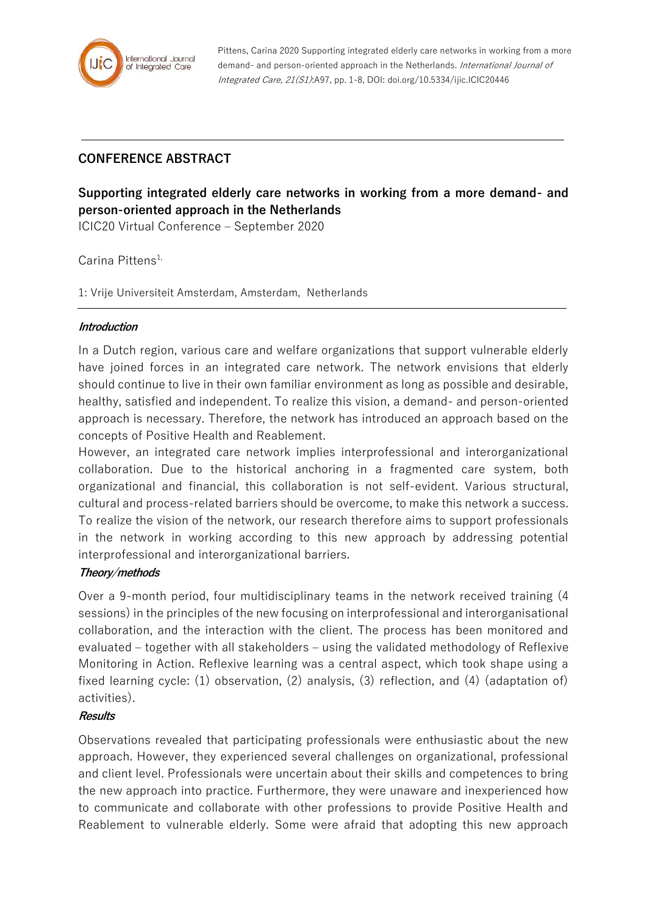Pittens, Carina 2020 Supporting integrated elderly care networks in working from a more demand- and person-oriented approach in the Netherlands. *International Journal of Integrated Care, 21(S1)*:A97, pp. 1-8, DOI: doi.org/10.5334/ijic.ICIC20446

## CONFERENCE ABSTRACT

# Supporting integrated elderly care networks in working from a more demand- and person-oriented approach in the Netherlands

ICIC20 Virtual Conference – September 2020

Carina Pittens[1,]

1: Vrije Universiteit Amsterdam, Amsterdam, Netherlands

### *Introduction*

In a Dutch region, various care and welfare organizations that support vulnerable elderly have joined forces in an integrated care network. The network envisions that elderly should continue to live in their own familiar environment as long as possible and desirable, healthy, satisfied and independent. To realize this vision, a demand- and person-oriented approach is necessary. Therefore, the network has introduced an approach based on the concepts of Positive Health and Reablement.

However, an integrated care network implies interprofessional and interorganizational collaboration. Due to the historical anchoring in a fragmented care system, both organizational and financial, this collaboration is not self-evident. Various structural, cultural and process-related barriers should be overcome, to make this network a success. To realize the vision of the network, our research therefore aims to support professionals in the network in working according to this new approach by addressing potential interprofessional and interorganizational barriers.

### *Theory/methods*

Over a 9-month period, four multidisciplinary teams in the network received training (4 sessions) in the principles of the new focusing on interprofessional and interorganisational collaboration, and the interaction with the client. The process has been monitored and evaluated – together with all stakeholders – using the validated methodology of Reflexive Monitoring in Action. Reflexive learning was a central aspect, which took shape using a fixed learning cycle: (1) observation, (2) analysis, (3) reflection, and (4) (adaptation of) activities).

### *Results*

Observations revealed that participating professionals were enthusiastic about the new approach. However, they experienced several challenges on organizational, professional and client level. Professionals were uncertain about their skills and competences to bring the new approach into practice. Furthermore, they were unaware and inexperienced how to communicate and collaborate with other professions to provide Positive Health and Reablement to vulnerable elderly. Some were afraid that adopting this new approach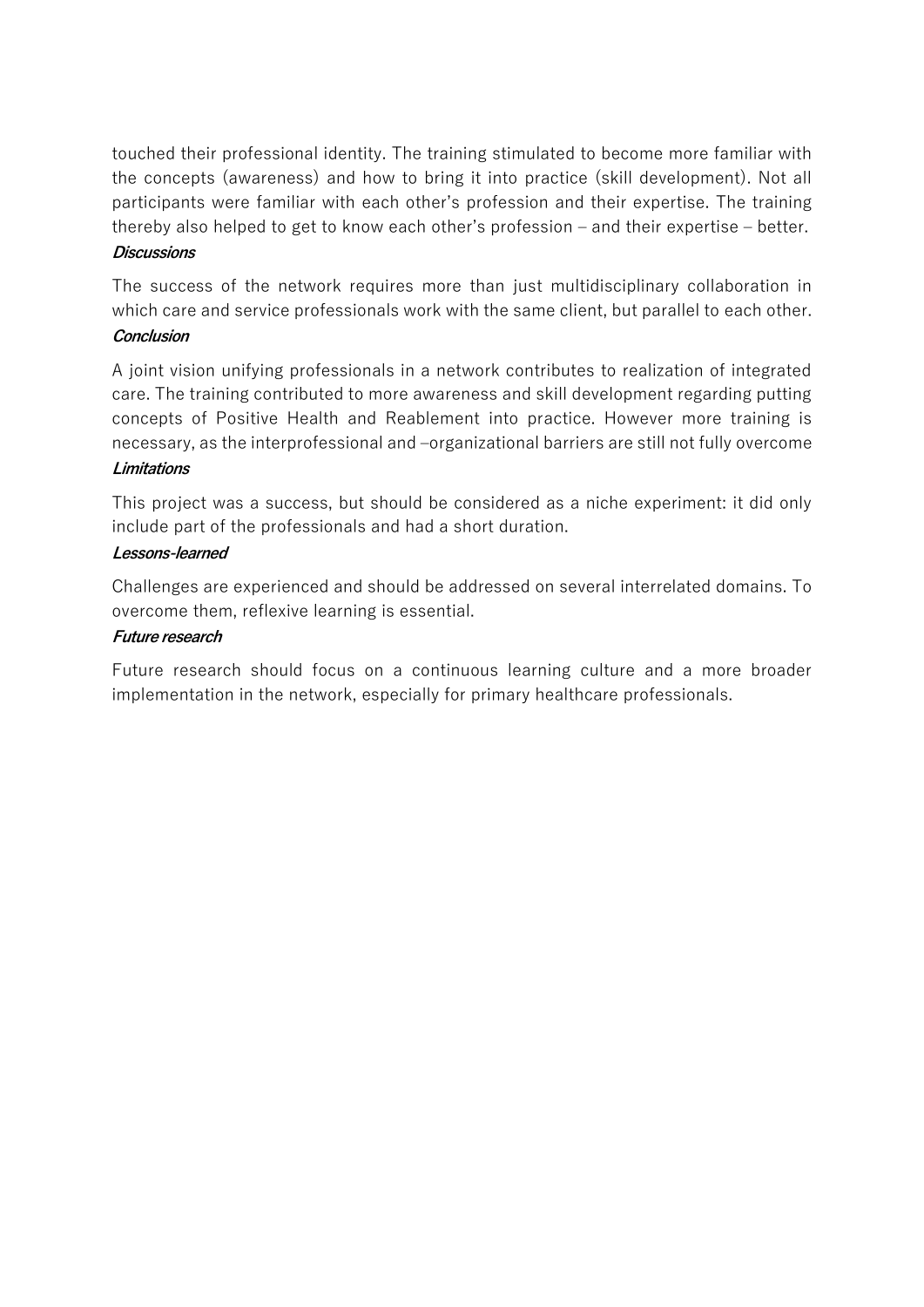touched their professional identity. The training stimulated to become more familiar with the concepts (awareness) and how to bring it into practice (skill development). Not all participants were familiar with each other's profession and their expertise. The training thereby also helped to get to know each other's profession – and their expertise – better.

***Discussions***

The success of the network requires more than just multidisciplinary collaboration in which care and service professionals work with the same client, but parallel to each other.

***Conclusion***

A joint vision unifying professionals in a network contributes to realization of integrated care. The training contributed to more awareness and skill development regarding putting concepts of Positive Health and Reablement into practice. However more training is necessary, as the interprofessional and –organizational barriers are still not fully overcome

***Limitations***

This project was a success, but should be considered as a niche experiment: it did only include part of the professionals and had a short duration.

***Lessons-learned***

Challenges are experienced and should be addressed on several interrelated domains. To overcome them, reflexive learning is essential.

***Future research***

Future research should focus on a continuous learning culture and a more broader implementation in the network, especially for primary healthcare professionals.